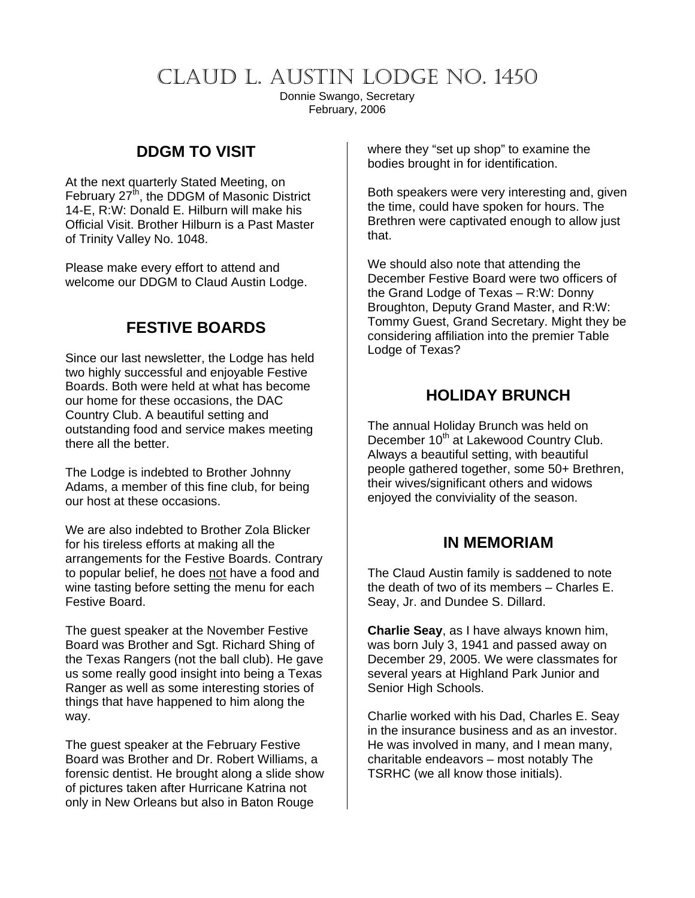# CLAUD L. AUSTIN LODGE NO. 1450

Donnie Swango, Secretary
February, 2006

## DDGM TO VISIT

At the next quarterly Stated Meeting, on February 27th, the DDGM of Masonic District 14-E, R:W: Donald E. Hilburn will make his Official Visit. Brother Hilburn is a Past Master of Trinity Valley No. 1048.

Please make every effort to attend and welcome our DDGM to Claud Austin Lodge.

## FESTIVE BOARDS

Since our last newsletter, the Lodge has held two highly successful and enjoyable Festive Boards. Both were held at what has become our home for these occasions, the DAC Country Club. A beautiful setting and outstanding food and service makes meeting there all the better.

The Lodge is indebted to Brother Johnny Adams, a member of this fine club, for being our host at these occasions.

We are also indebted to Brother Zola Blicker for his tireless efforts at making all the arrangements for the Festive Boards. Contrary to popular belief, he does <u>not</u> have a food and wine tasting before setting the menu for each Festive Board.

The guest speaker at the November Festive Board was Brother and Sgt. Richard Shing of the Texas Rangers (not the ball club). He gave us some really good insight into being a Texas Ranger as well as some interesting stories of things that have happened to him along the way.

The guest speaker at the February Festive Board was Brother and Dr. Robert Williams, a forensic dentist. He brought along a slide show of pictures taken after Hurricane Katrina not only in New Orleans but also in Baton Rouge where they "set up shop" to examine the bodies brought in for identification.

Both speakers were very interesting and, given the time, could have spoken for hours. The Brethren were captivated enough to allow just that.

We should also note that attending the December Festive Board were two officers of the Grand Lodge of Texas – R:W: Donny Broughton, Deputy Grand Master, and R:W: Tommy Guest, Grand Secretary. Might they be considering affiliation into the premier Table Lodge of Texas?

## HOLIDAY BRUNCH

The annual Holiday Brunch was held on December 10th at Lakewood Country Club. Always a beautiful setting, with beautiful people gathered together, some 50+ Brethren, their wives/significant others and widows enjoyed the conviviality of the season.

## IN MEMORIAM

The Claud Austin family is saddened to note the death of two of its members – Charles E. Seay, Jr. and Dundee S. Dillard.

**Charlie Seay**, as I have always known him, was born July 3, 1941 and passed away on December 29, 2005. We were classmates for several years at Highland Park Junior and Senior High Schools.

Charlie worked with his Dad, Charles E. Seay in the insurance business and as an investor. He was involved in many, and I mean many, charitable endeavors – most notably The TSRHC (we all know those initials).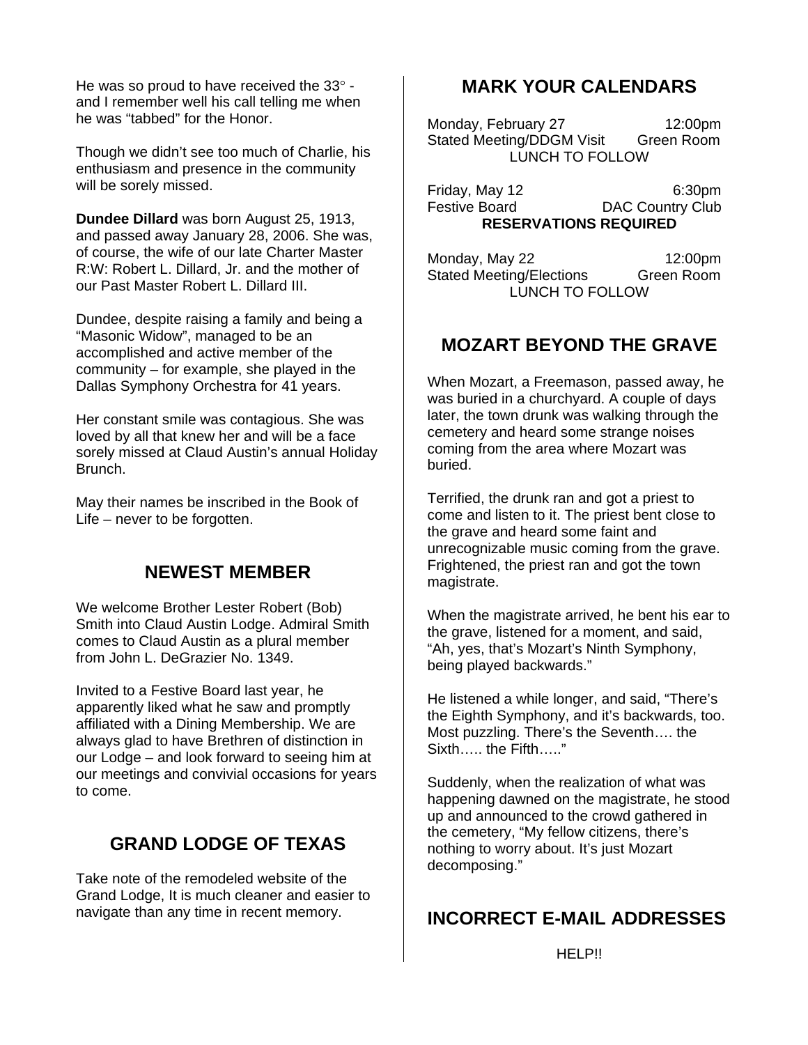He was so proud to have received the 33° - and I remember well his call telling me when he was "tabbed" for the Honor.

Though we didn't see too much of Charlie, his enthusiasm and presence in the community will be sorely missed.

**Dundee Dillard** was born August 25, 1913, and passed away January 28, 2006. She was, of course, the wife of our late Charter Master R:W: Robert L. Dillard, Jr. and the mother of our Past Master Robert L. Dillard III.

Dundee, despite raising a family and being a "Masonic Widow", managed to be an accomplished and active member of the community – for example, she played in the Dallas Symphony Orchestra for 41 years.

Her constant smile was contagious. She was loved by all that knew her and will be a face sorely missed at Claud Austin's annual Holiday Brunch.

May their names be inscribed in the Book of Life – never to be forgotten.

## NEWEST MEMBER

We welcome Brother Lester Robert (Bob) Smith into Claud Austin Lodge. Admiral Smith comes to Claud Austin as a plural member from John L. DeGrazier No. 1349.

Invited to a Festive Board last year, he apparently liked what he saw and promptly affiliated with a Dining Membership. We are always glad to have Brethren of distinction in our Lodge – and look forward to seeing him at our meetings and convivial occasions for years to come.

## GRAND LODGE OF TEXAS

Take note of the remodeled website of the Grand Lodge, It is much cleaner and easier to navigate than any time in recent memory.

## MARK YOUR CALENDARS

Monday, February 27 — 12:00pm
Stated Meeting/DDGM Visit — Green Room
LUNCH TO FOLLOW

Friday, May 12 — 6:30pm
Festive Board — DAC Country Club
**RESERVATIONS REQUIRED**

Monday, May 22 — 12:00pm
Stated Meeting/Elections — Green Room
LUNCH TO FOLLOW

## MOZART BEYOND THE GRAVE

When Mozart, a Freemason, passed away, he was buried in a churchyard. A couple of days later, the town drunk was walking through the cemetery and heard some strange noises coming from the area where Mozart was buried.

Terrified, the drunk ran and got a priest to come and listen to it. The priest bent close to the grave and heard some faint and unrecognizable music coming from the grave. Frightened, the priest ran and got the town magistrate.

When the magistrate arrived, he bent his ear to the grave, listened for a moment, and said, "Ah, yes, that's Mozart's Ninth Symphony, being played backwards."

He listened a while longer, and said, "There's the Eighth Symphony, and it's backwards, too. Most puzzling. There's the Seventh…. the Sixth….. the Fifth….."

Suddenly, when the realization of what was happening dawned on the magistrate, he stood up and announced to the crowd gathered in the cemetery, "My fellow citizens, there's nothing to worry about. It's just Mozart decomposing."

## INCORRECT E-MAIL ADDRESSES

HELP!!